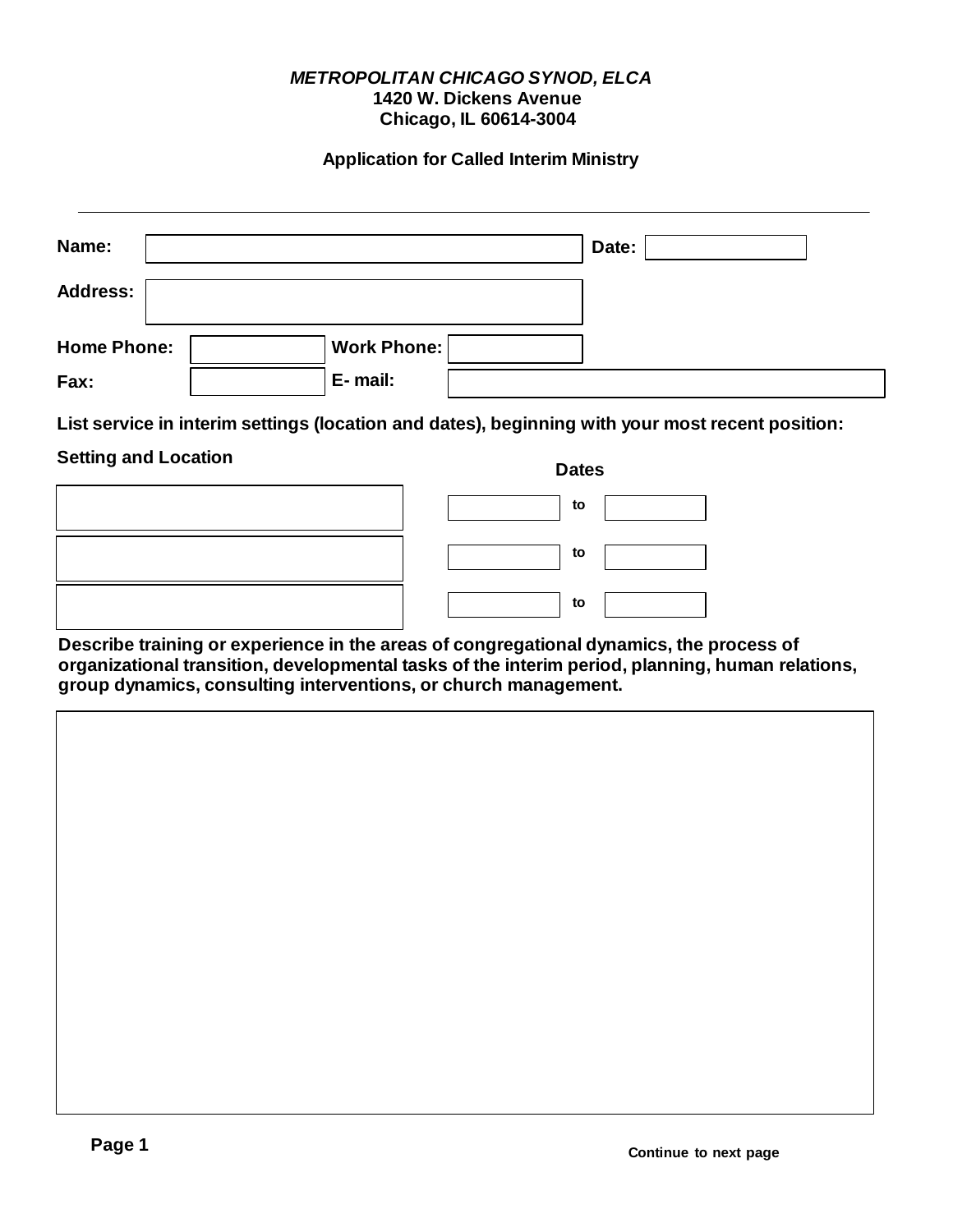***METROPOLITAN CHICAGO SYNOD, ELCA***
**1420 W. Dickens Avenue**
**Chicago, IL 60614-3004**

**Application for Called Interim Ministry**

---

**Name:** ______________________ **Date:** __________

**Address:** ______________________

**Home Phone:** __________ **Work Phone:** __________

**Fax:** __________ **E- mail:** __________

**List service in interim settings (location and dates), beginning with your most recent position:**

| Setting and Location | Dates | | |
|---|---|---|---|
| | | to | |
| | | to | |
| | | to | |

**Describe training or experience in the areas of congregational dynamics, the process of organizational transition, developmental tasks of the interim period, planning, human relations, group dynamics, consulting interventions, or church management.**

**Continue to next page**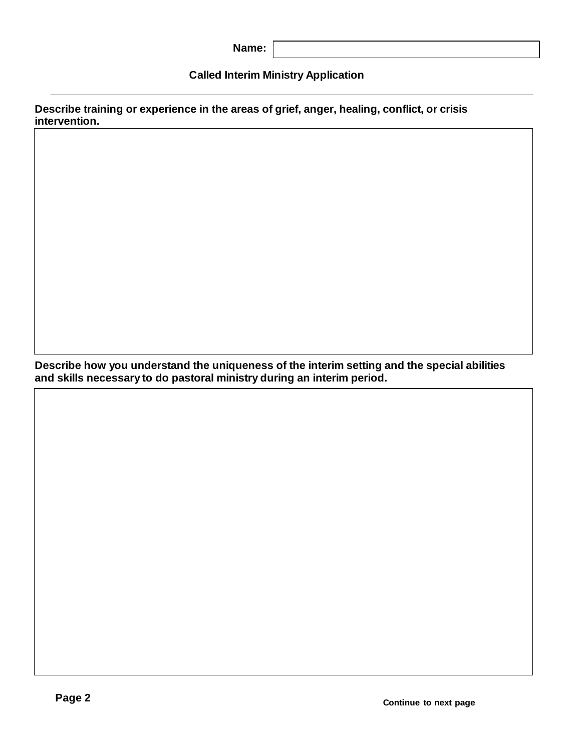**Name:** 

**Called Interim Ministry Application**

---

**Describe training or experience in the areas of grief, anger, healing, conflict, or crisis intervention.**

**Describe how you understand the uniqueness of the interim setting and the special abilities and skills necessary to do pastoral ministry during an interim period.**

**Continue to next page**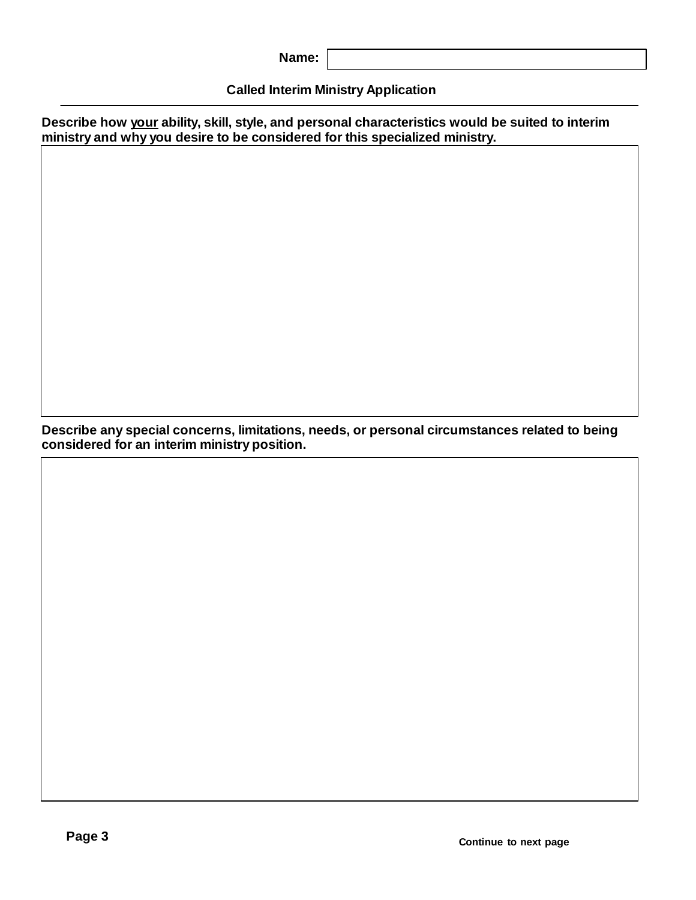**Name:**

**Called Interim Ministry Application**

**Describe how <u>your</u> ability, skill, style, and personal characteristics would be suited to interim ministry and why you desire to be considered for this specialized ministry.**

**Describe any special concerns, limitations, needs, or personal circumstances related to being considered for an interim ministry position.**

**Continue to next page**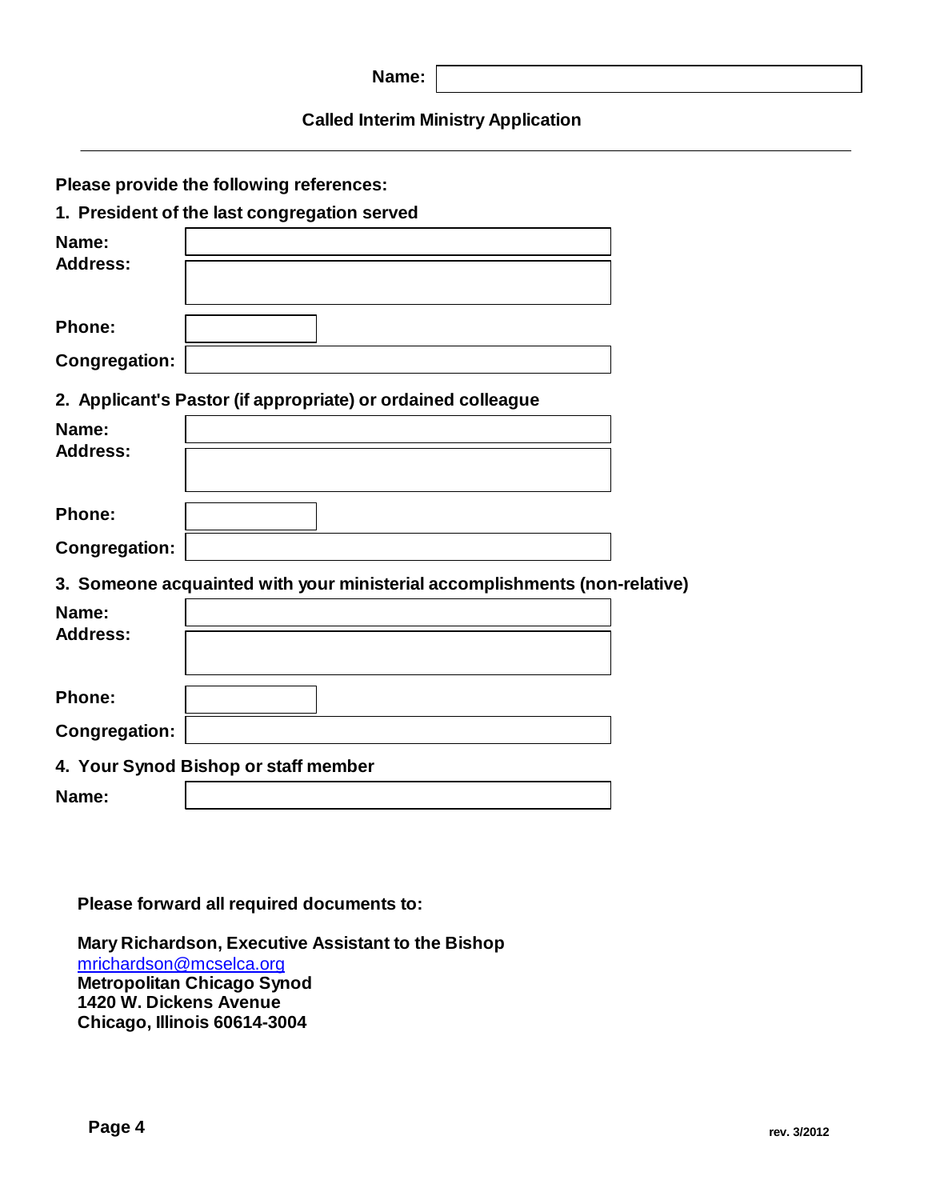**Name:**

## Called Interim Ministry Application

---

**Please provide the following references:**

**1. President of the last congregation served**

**Name:**
**Address:**

**Phone:**

**Congregation:**

**2. Applicant's Pastor (if appropriate) or ordained colleague**

**Name:**
**Address:**

**Phone:**

**Congregation:**

**3. Someone acquainted with your ministerial accomplishments (non-relative)**

**Name:**
**Address:**

**Phone:**

**Congregation:**

**4. Your Synod Bishop or staff member**

**Name:**

**Please forward all required documents to:**

**Mary Richardson, Executive Assistant to the Bishop**
mrichardson@mcselca.org
**Metropolitan Chicago Synod**
**1420 W. Dickens Avenue**
**Chicago, Illinois 60614-3004**

rev. 3/2012